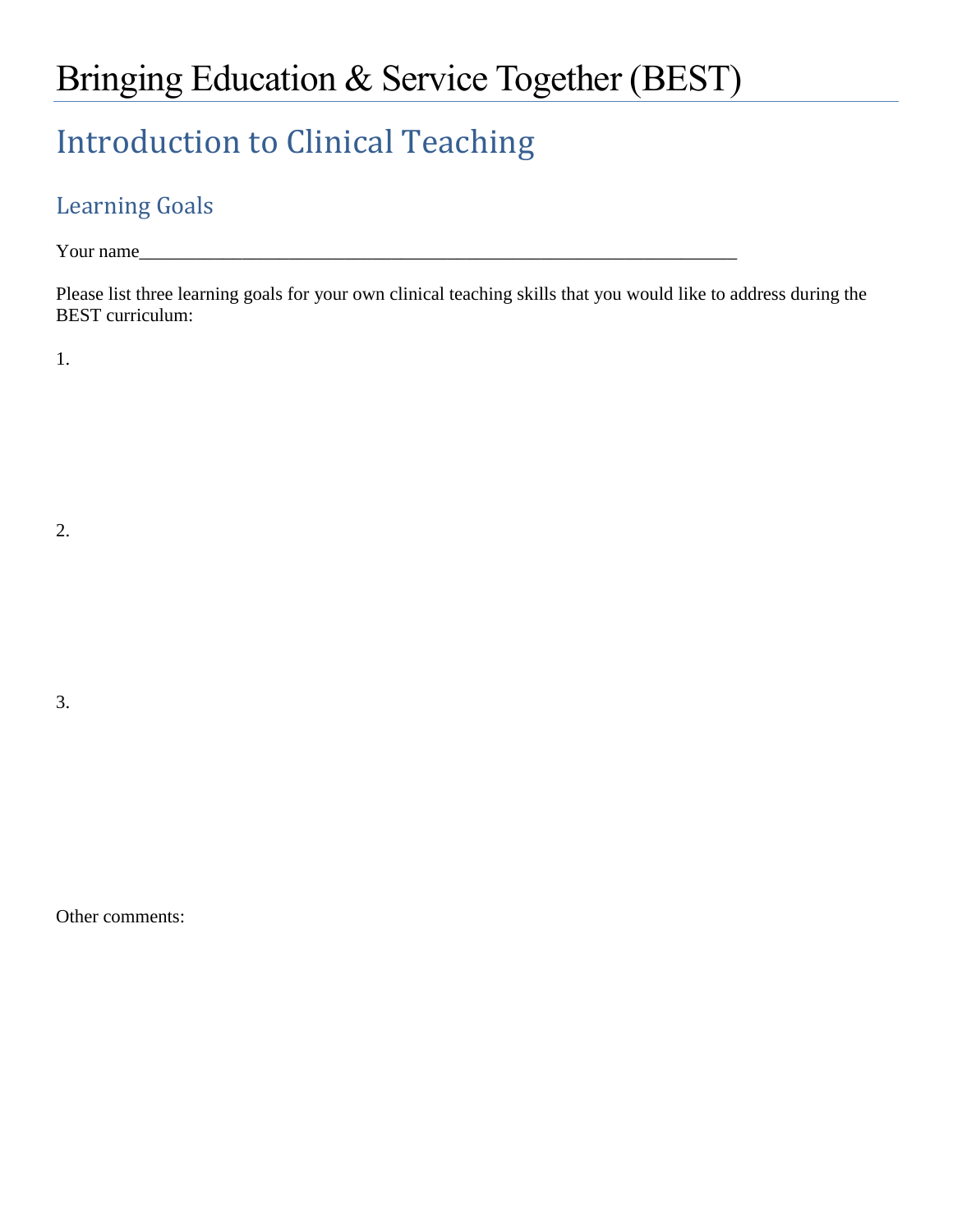# Bringing Education & Service Together (BEST)

## Introduction to Clinical Teaching

### Learning Goals

Your name_______________________________________________________________

Please list three learning goals for your own clinical teaching skills that you would like to address during the BEST curriculum:

1.

2.

3.

Other comments: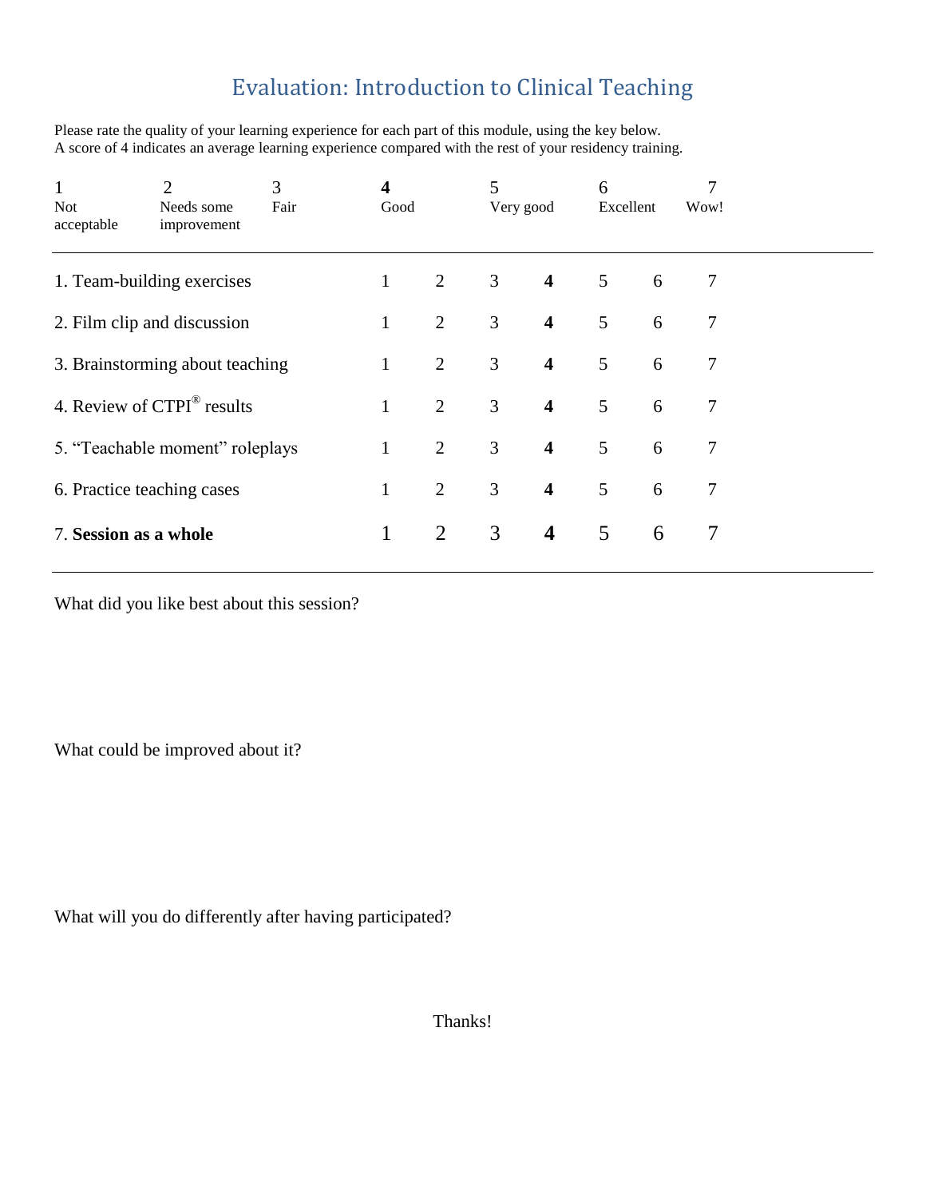# Evaluation: Introduction to Clinical Teaching

Please rate the quality of your learning experience for each part of this module, using the key below.
A score of 4 indicates an average learning experience compared with the rest of your residency training.

| 1 | 2 | 3 | **4** | 5 | 6 | 7 |
|---|---|---|---|---|---|---|
| Not acceptable | Needs some improvement | Fair | Good | Very good | Excellent | Wow! |

| | | | | | | | |
|---|---|---|---|---|---|---|---|
| 1. Team-building exercises | 1 | 2 | 3 | **4** | 5 | 6 | 7 |
| 2. Film clip and discussion | 1 | 2 | 3 | **4** | 5 | 6 | 7 |
| 3. Brainstorming about teaching | 1 | 2 | 3 | **4** | 5 | 6 | 7 |
| 4. Review of CTPI® results | 1 | 2 | 3 | **4** | 5 | 6 | 7 |
| 5. "Teachable moment" roleplays | 1 | 2 | 3 | **4** | 5 | 6 | 7 |
| 6. Practice teaching cases | 1 | 2 | 3 | **4** | 5 | 6 | 7 |
| 7. **Session as a whole** | 1 | 2 | 3 | **4** | 5 | 6 | 7 |

What did you like best about this session?

What could be improved about it?

What will you do differently after having participated?

Thanks!